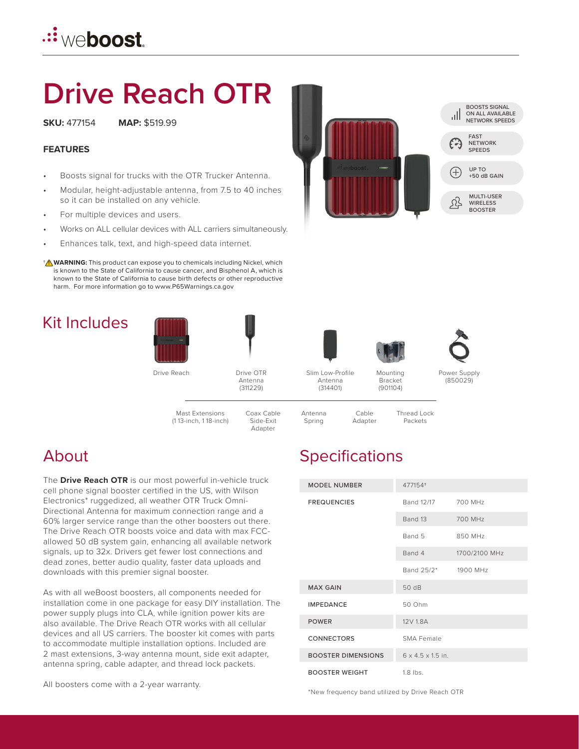# Drive Reach OTR

**SKU:** 477154 **MAP:** $519.99

### FEATURES

- Boosts signal for trucks with the OTR Trucker Antenna.
- Modular, height-adjustable antenna, from 7.5 to 40 inches so it can be installed on any vehicle.
- For multiple devices and users.
- Works on ALL cellular devices with ALL carriers simultaneously.
- Enhances talk, text, and high-speed data internet.

† ⚠ **WARNING:** This product can expose you to chemicals including Nickel, which is known to the State of California to cause cancer, and Bisphenol A, which is known to the State of California to cause birth defects or other reproductive harm. For more information go to www.P65Warnings.ca.gov

BOOSTS SIGNAL ON ALL AVAILABLE NETWORK SPEEDS

FAST NETWORK SPEEDS

UP TO +50 dB GAIN

MULTI-USER WIRELESS BOOSTER

## Kit Includes

- Drive Reach
- Drive OTR Antenna (311229)
- Slim Low-Profile Antenna (314401)
- Mounting Bracket (901104)
- Power Supply (850029)
- Mast Extensions (1 13-inch, 1 18-inch)
- Coax Cable Side-Exit Adapter
- Antenna Spring
- Cable Adapter
- Thread Lock Packets

## About

The **Drive Reach OTR** is our most powerful in-vehicle truck cell phone signal booster certified in the US, with Wilson Electronics* ruggedized, all weather OTR Truck Omni-Directional Antenna for maximum connection range and a 60% larger service range than the other boosters out there. The Drive Reach OTR boosts voice and data with max FCC-allowed 50 dB system gain, enhancing all available network signals, up to 32x. Drivers get fewer lost connections and dead zones, better audio quality, faster data uploads and downloads with this premier signal booster.

As with all weBoost boosters, all components needed for installation come in one package for easy DIY installation. The power supply plugs into CLA, while ignition power kits are also available. The Drive Reach OTR works with all cellular devices and all US carriers. The booster kit comes with parts to accommodate multiple installation options. Included are 2 mast extensions, 3-way antenna mount, side exit adapter, antenna spring, cable adapter, and thread lock packets.

All boosters come with a 2-year warranty.

## Specifications

| | | |
|---|---|---|
| MODEL NUMBER | 477154† | |
| FREQUENCIES | Band 12/17 | 700 MHz |
| | Band 13 | 700 MHz |
| | Band 5 | 850 MHz |
| | Band 4 | 1700/2100 MHz |
| | Band 25/2* | 1900 MHz |
| MAX GAIN | 50 dB | |
| IMPEDANCE | 50 Ohm | |
| POWER | 12V 1.8A | |
| CONNECTORS | SMA Female | |
| BOOSTER DIMENSIONS | 6 x 4.5 x 1.5 in. | |
| BOOSTER WEIGHT | 1.8 lbs. | |

*New frequency band utilized by Drive Reach OTR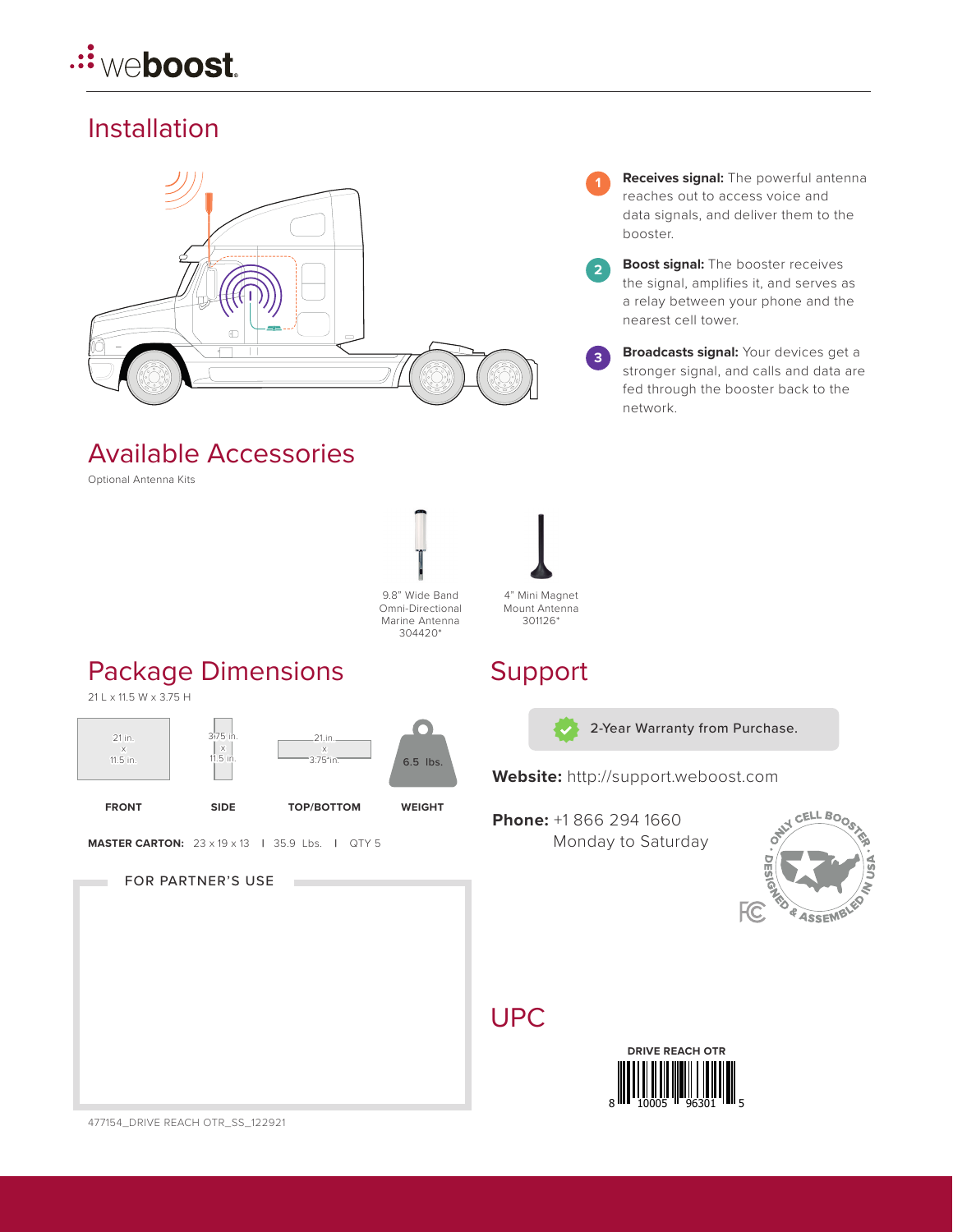weboost

# Installation

1. **Receives signal:** The powerful antenna reaches out to access voice and data signals, and deliver them to the booster.
2. **Boost signal:** The booster receives the signal, amplifies it, and serves as a relay between your phone and the nearest cell tower.
3. **Broadcasts signal:** Your devices get a stronger signal, and calls and data are fed through the booster back to the network.

# Available Accessories

Optional Antenna Kits

9.8" Wide Band Omni-Directional Marine Antenna 304420*

4" Mini Magnet Mount Antenna 301126*

# Package Dimensions

21 L x 11.5 W x 3.75 H

| FRONT | SIDE | TOP/BOTTOM | WEIGHT |
|---|---|---|---|
| 21 in. x 11.5 in. | 3.75 in. x 11.5 in. | 21 in. x 3.75 in. | 6.5 lbs. |

**MASTER CARTON:** 23 x 19 x 13 I 35.9 Lbs. I QTY 5

FOR PARTNER'S USE

# Support

2-Year Warranty from Purchase.

**Website:** http://support.weboost.com

**Phone:** +1 866 294 1660
Monday to Saturday

ONLY CELL BOOSTER · DESIGNED & ASSEMBLED IN USA ·

FC

# UPC

DRIVE REACH OTR

8 10005 96301 5

477154_DRIVE REACH OTR_SS_122921